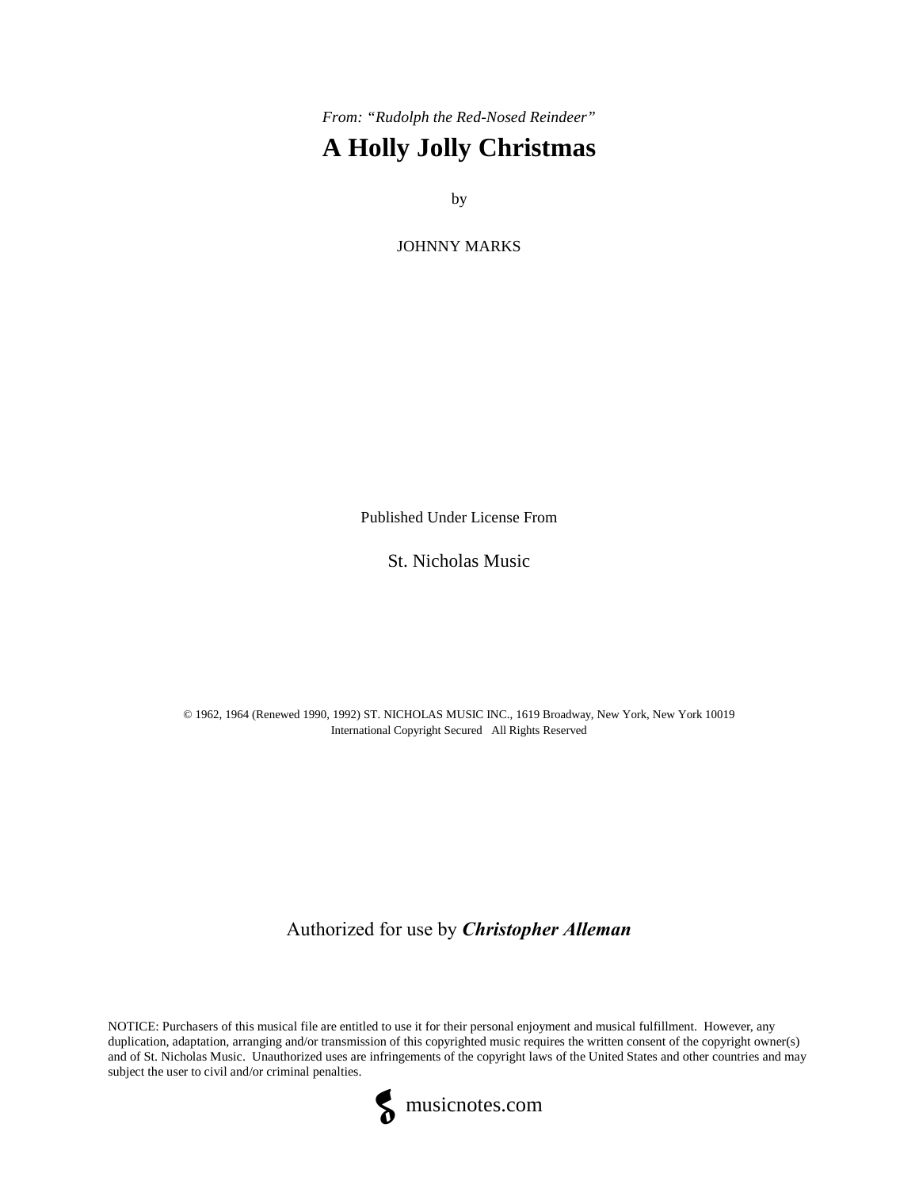*From: "Rudolph the Red-Nosed Reindeer"*

# A Holly Jolly Christmas

by

JOHNNY MARKS

Published Under License From

St. Nicholas Music

© 1962, 1964 (Renewed 1990, 1992) ST. NICHOLAS MUSIC INC., 1619 Broadway, New York, New York 10019
International Copyright Secured   All Rights Reserved

Authorized for use by ***Christopher Alleman***

NOTICE: Purchasers of this musical file are entitled to use it for their personal enjoyment and musical fulfillment. However, any duplication, adaptation, arranging and/or transmission of this copyrighted music requires the written consent of the copyright owner(s) and of St. Nicholas Music. Unauthorized uses are infringements of the copyright laws of the United States and other countries and may subject the user to civil and/or criminal penalties.

musicnotes.com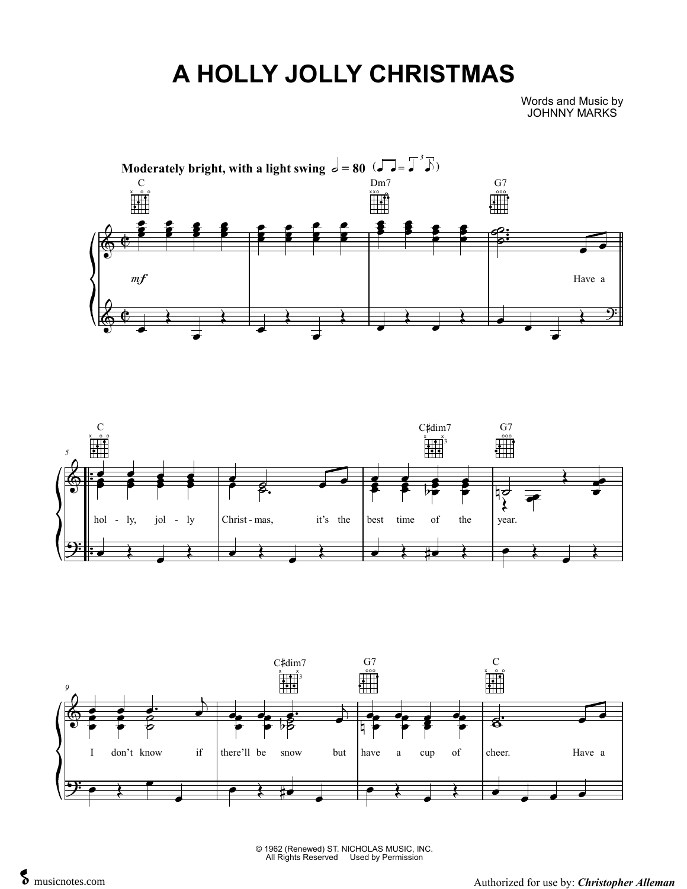# A HOLLY JOLLY CHRISTMAS

Words and Music by
JOHNNY MARKS

**Moderately bright, with a light swing** 𝅗𝅥 = 80

C Dm7 G7

*mf*

Have a

C C♯dim7 G7

hol - ly, jol - ly Christ - mas, it's the best time of the year.

C♯dim7 G7 C

I don't know if there'll be snow but have a cup of cheer. Have a

© 1962 (Renewed) ST. NICHOLAS MUSIC, INC.
All Rights Reserved Used by Permission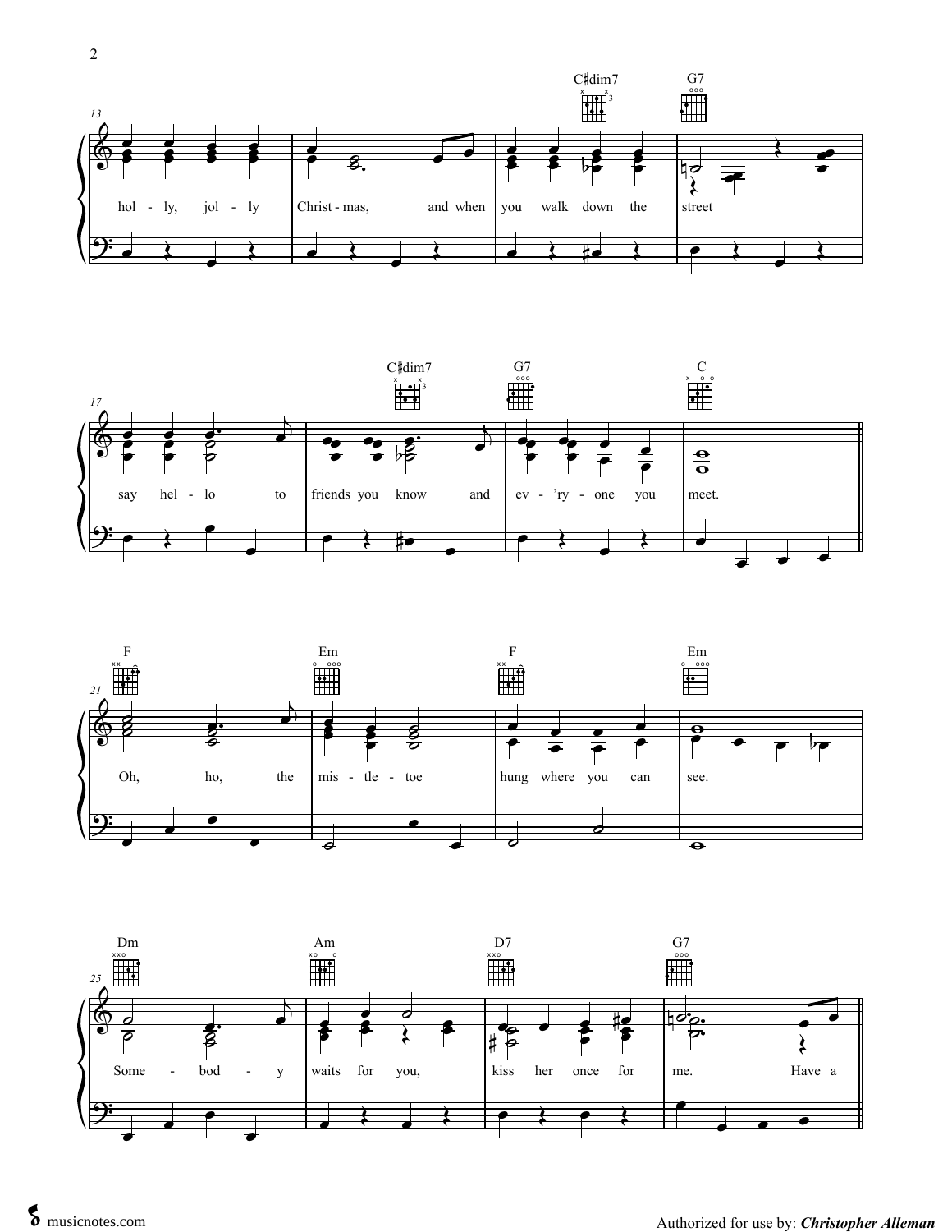C♯dim7 G7

13 hol - ly, jol - ly Christ - mas, and when you walk down the street

C♯dim7 G7 C

17 say hel - lo to friends you know and ev - 'ry - one you meet.

F Em F Em

21 Oh, ho, the mis - tle - toe hung where you can see.

Dm Am D7 G7

25 Some - bod - y waits for you, kiss her once for me. Have a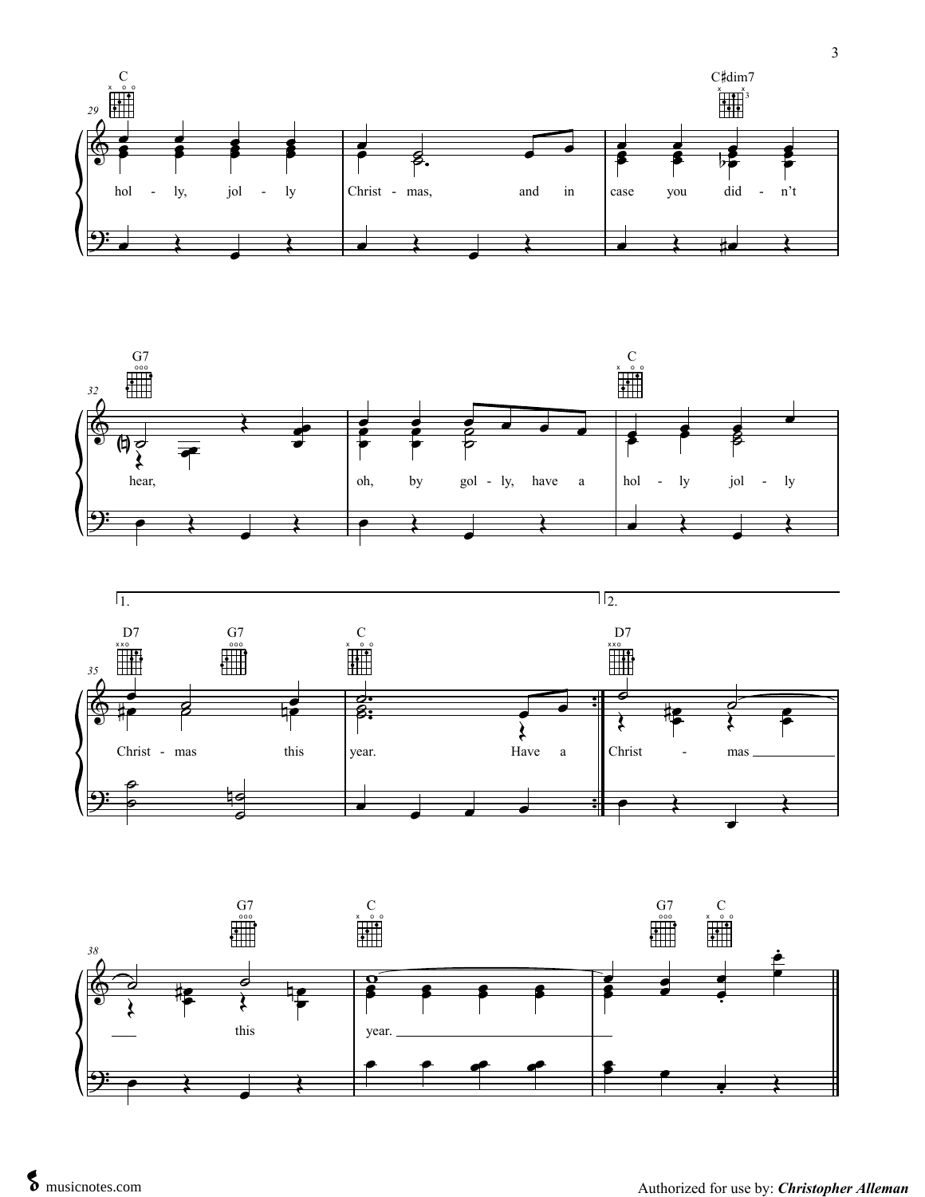C C♯dim7

hol - ly, jol - ly Christ - mas, and in case you did - n't

G7 C

hear, oh, by gol - ly, have a hol - ly jol - ly

1. 2.

D7 G7 C D7

Christ - mas this year. Have a Christ - mas

G7 C G7 C

this year.